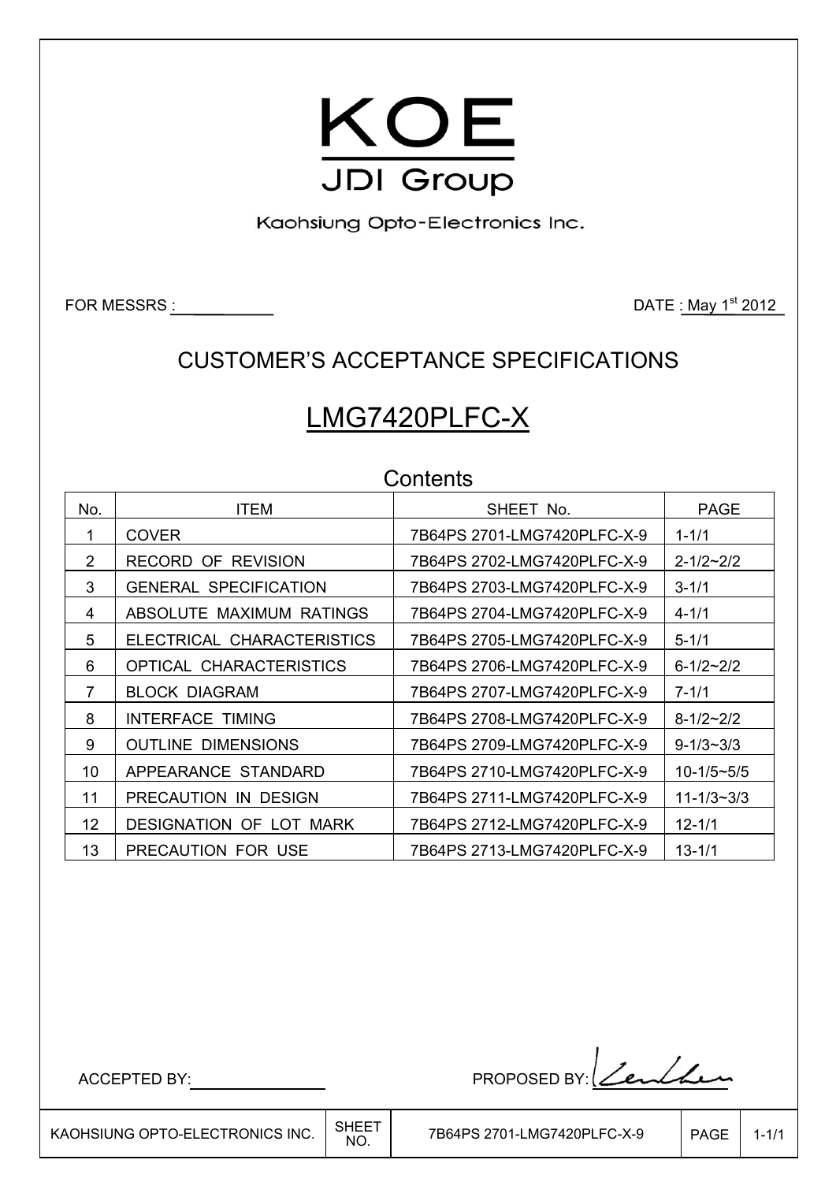# KOE

JDI Group

Kaohsiung Opto-Electronics Inc.

FOR MESSRS : 

DATE : May 1st 2012

## CUSTOMER'S ACCEPTANCE SPECIFICATIONS

# LMG7420PLFC-X

## Contents

| No. | ITEM | SHEET No. | PAGE |
|---|---|---|---|
| 1 | COVER | 7B64PS 2701-LMG7420PLFC-X-9 | 1-1/1 |
| 2 | RECORD OF REVISION | 7B64PS 2702-LMG7420PLFC-X-9 | 2-1/2~2/2 |
| 3 | GENERAL SPECIFICATION | 7B64PS 2703-LMG7420PLFC-X-9 | 3-1/1 |
| 4 | ABSOLUTE MAXIMUM RATINGS | 7B64PS 2704-LMG7420PLFC-X-9 | 4-1/1 |
| 5 | ELECTRICAL CHARACTERISTICS | 7B64PS 2705-LMG7420PLFC-X-9 | 5-1/1 |
| 6 | OPTICAL CHARACTERISTICS | 7B64PS 2706-LMG7420PLFC-X-9 | 6-1/2~2/2 |
| 7 | BLOCK DIAGRAM | 7B64PS 2707-LMG7420PLFC-X-9 | 7-1/1 |
| 8 | INTERFACE TIMING | 7B64PS 2708-LMG7420PLFC-X-9 | 8-1/2~2/2 |
| 9 | OUTLINE DIMENSIONS | 7B64PS 2709-LMG7420PLFC-X-9 | 9-1/3~3/3 |
| 10 | APPEARANCE STANDARD | 7B64PS 2710-LMG7420PLFC-X-9 | 10-1/5~5/5 |
| 11 | PRECAUTION IN DESIGN | 7B64PS 2711-LMG7420PLFC-X-9 | 11-1/3~3/3 |
| 12 | DESIGNATION OF LOT MARK | 7B64PS 2712-LMG7420PLFC-X-9 | 12-1/1 |
| 13 | PRECAUTION FOR USE | 7B64PS 2713-LMG7420PLFC-X-9 | 13-1/1 |

ACCEPTED BY: 

PROPOSED BY: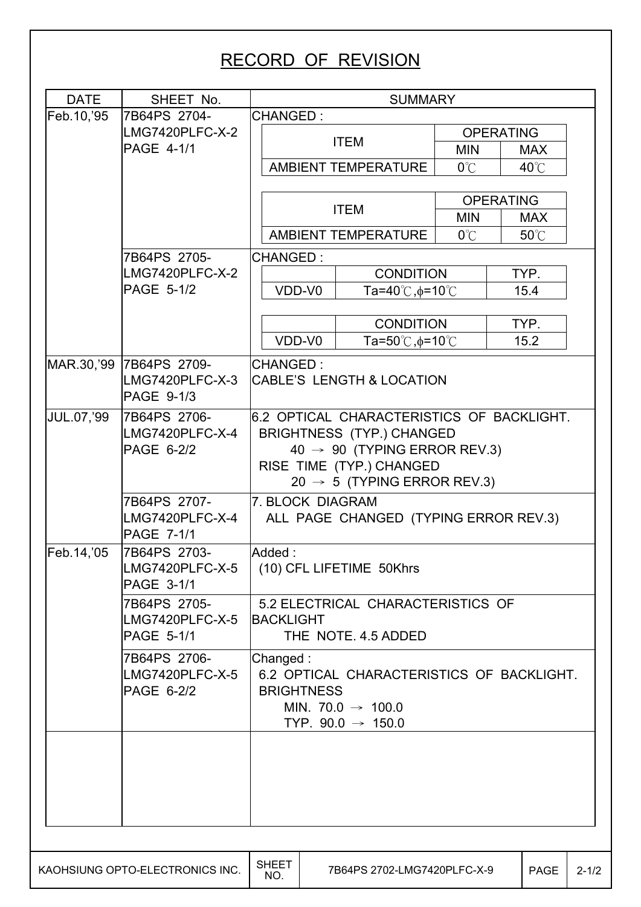# RECORD OF REVISION

| DATE | SHEET No. | SUMMARY |
|---|---|---|
| Feb.10,'95 | 7B64PS 2704-LMG7420PLFC-X-2 PAGE 4-1/1 | CHANGED : <br> ITEM: AMBIENT TEMPERATURE — OPERATING MIN 0℃, MAX 40℃ <br> → <br> ITEM: AMBIENT TEMPERATURE — OPERATING MIN 0℃, MAX 50℃ |
| | 7B64PS 2705-LMG7420PLFC-X-2 PAGE 5-1/2 | CHANGED : <br> VDD-V0 — CONDITION: Ta=40℃, $\phi$=10℃ — TYP. 15.4 <br> → <br> VDD-V0 — CONDITION: Ta=50℃, $\phi$=10℃ — TYP. 15.2 |
| MAR.30,'99 | 7B64PS 2709-LMG7420PLFC-X-3 PAGE 9-1/3 | CHANGED : CABLE'S LENGTH & LOCATION |
| JUL.07,'99 | 7B64PS 2706-LMG7420PLFC-X-4 PAGE 6-2/2 | 6.2 OPTICAL CHARACTERISTICS OF BACKLIGHT. <br> BRIGHTNESS (TYP.) CHANGED <br> 40 → 90 (TYPING ERROR REV.3) <br> RISE TIME (TYP.) CHANGED <br> 20 → 5 (TYPING ERROR REV.3) |
| | 7B64PS 2707-LMG7420PLFC-X-4 PAGE 7-1/1 | 7. BLOCK DIAGRAM <br> ALL PAGE CHANGED (TYPING ERROR REV.3) |
| Feb.14,'05 | 7B64PS 2703-LMG7420PLFC-X-5 PAGE 3-1/1 | Added : <br> (10) CFL LIFETIME 50Khrs |
| | 7B64PS 2705-LMG7420PLFC-X-5 PAGE 5-1/1 | 5.2 ELECTRICAL CHARACTERISTICS OF BACKLIGHT <br> THE NOTE. 4.5 ADDED |
| | 7B64PS 2706-LMG7420PLFC-X-5 PAGE 6-2/2 | Changed : <br> 6.2 OPTICAL CHARACTERISTICS OF BACKLIGHT. <br> BRIGHTNESS <br> MIN. 70.0 → 100.0 <br> TYP. 90.0 → 150.0 |
| | | |

| KAOHSIUNG OPTO-ELECTRONICS INC. | SHEET NO. | 7B64PS 2702-LMG7420PLFC-X-9 | PAGE | 2-1/2 |
|---|---|---|---|---|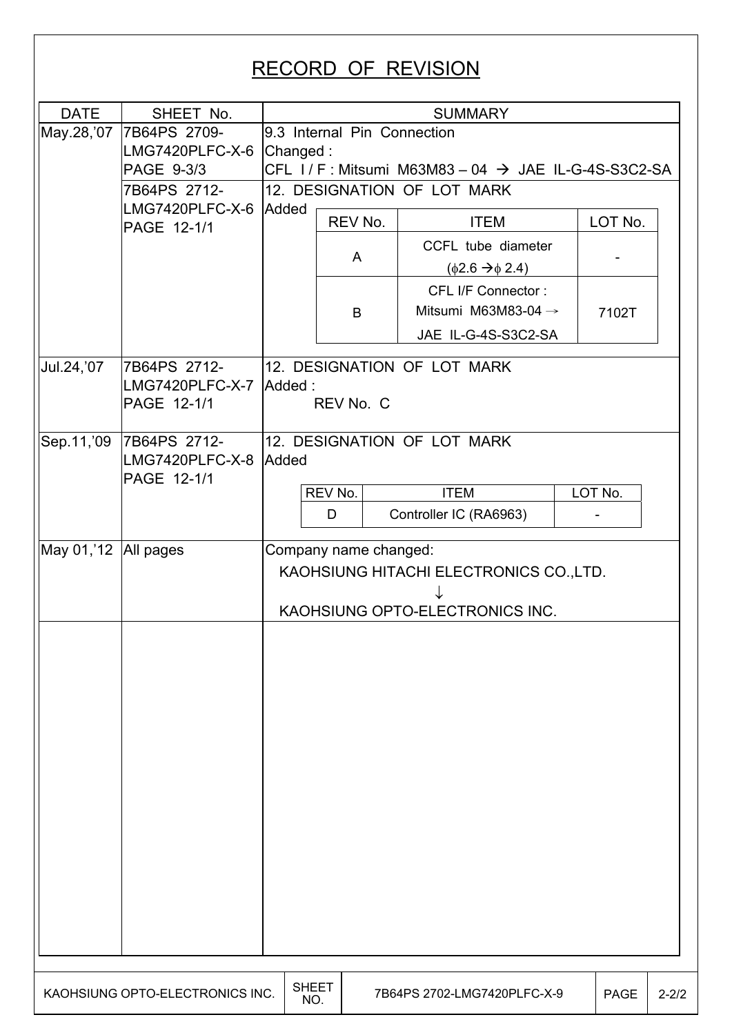# RECORD OF REVISION

| DATE | SHEET No. | SUMMARY |
|---|---|---|
| May.28,'07 | 7B64PS 2709-LMG7420PLFC-X-6 PAGE 9-3/3 | 9.3 Internal Pin Connection<br>Changed :<br>CFL I / F : Mitsumi M63M83 – 04 → JAE IL-G-4S-S3C2-SA |
| | 7B64PS 2712-LMG7420PLFC-X-6 PAGE 12-1/1 | 12. DESIGNATION OF LOT MARK<br>Added<br>REV No. A / ITEM: CCFL tube diameter ($\phi$2.6 → $\phi$ 2.4) / LOT No. -<br>REV No. B / ITEM: CFL I/F Connector : Mitsumi M63M83-04 → JAE IL-G-4S-S3C2-SA / LOT No. 7102T |
| Jul.24,'07 | 7B64PS 2712-LMG7420PLFC-X-7 PAGE 12-1/1 | 12. DESIGNATION OF LOT MARK<br>Added :<br>REV No. C |
| Sep.11,'09 | 7B64PS 2712-LMG7420PLFC-X-8 PAGE 12-1/1 | 12. DESIGNATION OF LOT MARK<br>Added<br>REV No. D / ITEM: Controller IC (RA6963) / LOT No. - |
| May 01,'12 | All pages | Company name changed:<br>KAOHSIUNG HITACHI ELECTRONICS CO.,LTD.<br>↓<br>KAOHSIUNG OPTO-ELECTRONICS INC. |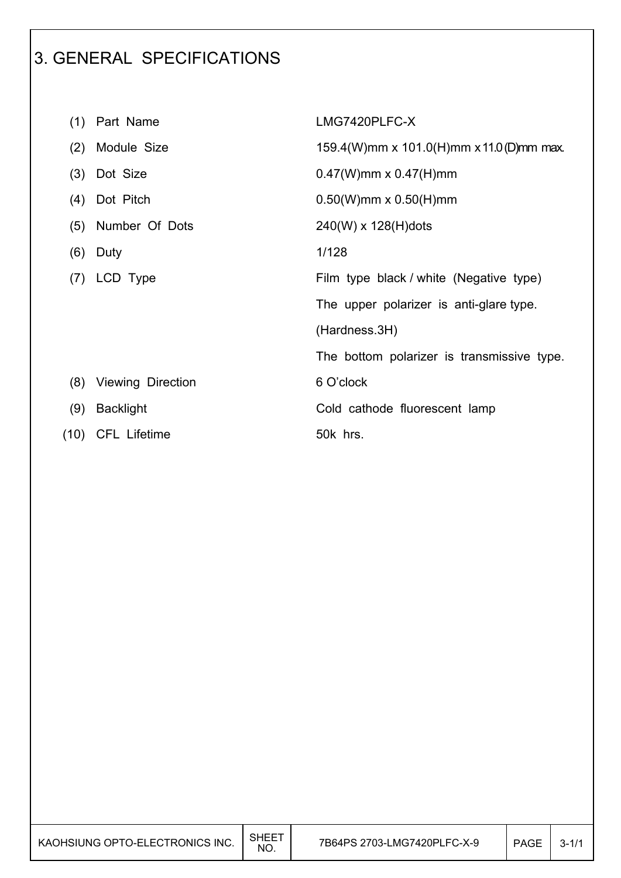# 3. GENERAL SPECIFICATIONS

| | | |
|---|---|---|
| (1) | Part Name | LMG7420PLFC-X |
| (2) | Module Size | 159.4(W)mm x 101.0(H)mm x 11.0(D)mm max. |
| (3) | Dot Size | 0.47(W)mm x 0.47(H)mm |
| (4) | Dot Pitch | 0.50(W)mm x 0.50(H)mm |
| (5) | Number Of Dots | 240(W) x 128(H)dots |
| (6) | Duty | 1/128 |
| (7) | LCD Type | Film type black / white (Negative type)<br>The upper polarizer is anti-glare type.<br>(Hardness.3H)<br>The bottom polarizer is transmissive type. |
| (8) | Viewing Direction | 6 O'clock |
| (9) | Backlight | Cold cathode fluorescent lamp |
| (10) | CFL Lifetime | 50k hrs. |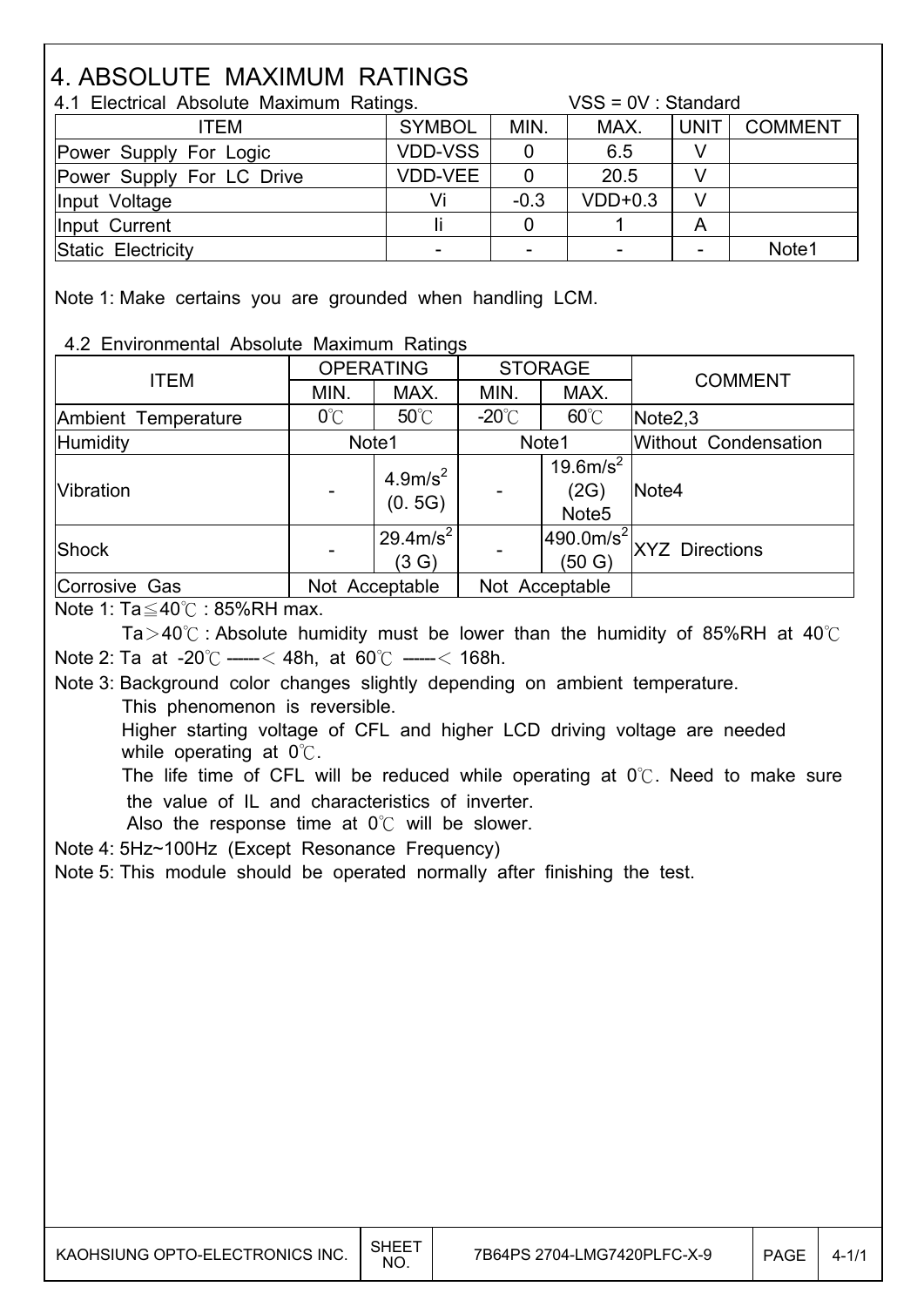# 4. ABSOLUTE MAXIMUM RATINGS

## 4.1 Electrical Absolute Maximum Ratings.

VSS = 0V : Standard

| ITEM | SYMBOL | MIN. | MAX. | UNIT | COMMENT |
|---|---|---|---|---|---|
| Power Supply For Logic | VDD-VSS | 0 | 6.5 | V | |
| Power Supply For LC Drive | VDD-VEE | 0 | 20.5 | V | |
| Input Voltage | Vi | -0.3 | VDD+0.3 | V | |
| Input Current | Ii | 0 | 1 | A | |
| Static Electricity | - | - | - | - | Note1 |

Note 1: Make certains you are grounded when handling LCM.

## 4.2 Environmental Absolute Maximum Ratings

| ITEM | OPERATING | | STORAGE | | COMMENT |
|---|---|---|---|---|---|
| | MIN. | MAX. | MIN. | MAX. | |
| Ambient Temperature | 0℃ | 50℃ | -20℃ | 60℃ | Note2,3 |
| Humidity | Note1 | | Note1 | | Without Condensation |
| Vibration | - | $4.9m/s^2$ (0. 5G) | - | $19.6m/s^2$ (2G) Note5 | Note4 |
| Shock | - | $29.4m/s^2$ (3 G) | - | $490.0m/s^2$ (50 G) | XYZ Directions |
| Corrosive Gas | Not Acceptable | | Not Acceptable | | |

Note 1: Ta≦40℃ : 85%RH max.

Ta＞40℃ : Absolute humidity must be lower than the humidity of 85%RH at 40℃

Note 2: Ta at -20℃ ------＜ 48h, at 60℃ ------＜ 168h.

Note 3: Background color changes slightly depending on ambient temperature.
This phenomenon is reversible.
Higher starting voltage of CFL and higher LCD driving voltage are needed while operating at 0℃.
The life time of CFL will be reduced while operating at 0℃. Need to make sure the value of IL and characteristics of inverter.
Also the response time at 0℃ will be slower.

Note 4: 5Hz~100Hz (Except Resonance Frequency)

Note 5: This module should be operated normally after finishing the test.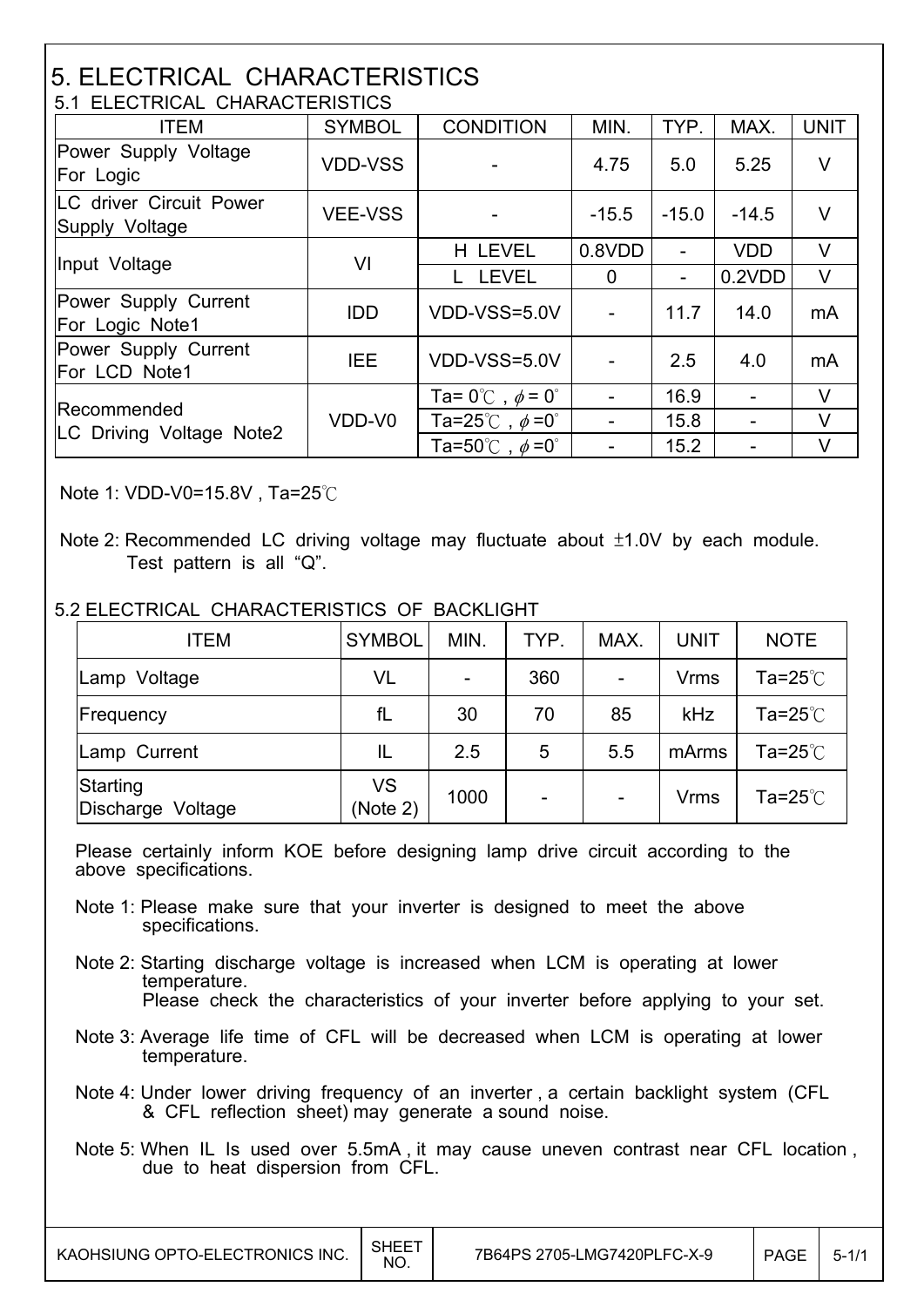# 5. ELECTRICAL CHARACTERISTICS

## 5.1 ELECTRICAL CHARACTERISTICS

| ITEM | SYMBOL | CONDITION | MIN. | TYP. | MAX. | UNIT |
|---|---|---|---|---|---|---|
| Power Supply Voltage For Logic | VDD-VSS | - | 4.75 | 5.0 | 5.25 | V |
| LC driver Circuit Power Supply Voltage | VEE-VSS | - | -15.5 | -15.0 | -14.5 | V |
| Input Voltage | VI | H LEVEL | 0.8VDD | - | VDD | V |
| | | L LEVEL | 0 | - | 0.2VDD | V |
| Power Supply Current For Logic Note1 | IDD | VDD-VSS=5.0V | - | 11.7 | 14.0 | mA |
| Power Supply Current For LCD Note1 | IEE | VDD-VSS=5.0V | - | 2.5 | 4.0 | mA |
| Recommended LC Driving Voltage Note2 | VDD-V0 | Ta= 0℃ , $\phi$ = 0° | - | 16.9 | - | V |
| | | Ta=25℃ , $\phi$ =0° | - | 15.8 | - | V |
| | | Ta=50℃ , $\phi$ =0° | - | 15.2 | - | V |

Note 1: VDD-V0=15.8V , Ta=25℃

Note 2: Recommended LC driving voltage may fluctuate about ±1.0V by each module. Test pattern is all “Q”.

## 5.2 ELECTRICAL CHARACTERISTICS OF BACKLIGHT

| ITEM | SYMBOL | MIN. | TYP. | MAX. | UNIT | NOTE |
|---|---|---|---|---|---|---|
| Lamp Voltage | VL | - | 360 | - | Vrms | Ta=25℃ |
| Frequency | fL | 30 | 70 | 85 | kHz | Ta=25℃ |
| Lamp Current | IL | 2.5 | 5 | 5.5 | mArms | Ta=25℃ |
| Starting Discharge Voltage | VS (Note 2) | 1000 | - | - | Vrms | Ta=25℃ |

Please certainly inform KOE before designing lamp drive circuit according to the above specifications.

Note 1: Please make sure that your inverter is designed to meet the above specifications.

Note 2: Starting discharge voltage is increased when LCM is operating at lower temperature.
Please check the characteristics of your inverter before applying to your set.

Note 3: Average life time of CFL will be decreased when LCM is operating at lower temperature.

Note 4: Under lower driving frequency of an inverter , a certain backlight system (CFL & CFL reflection sheet) may generate a sound noise.

Note 5: When IL Is used over 5.5mA , it may cause uneven contrast near CFL location , due to heat dispersion from CFL.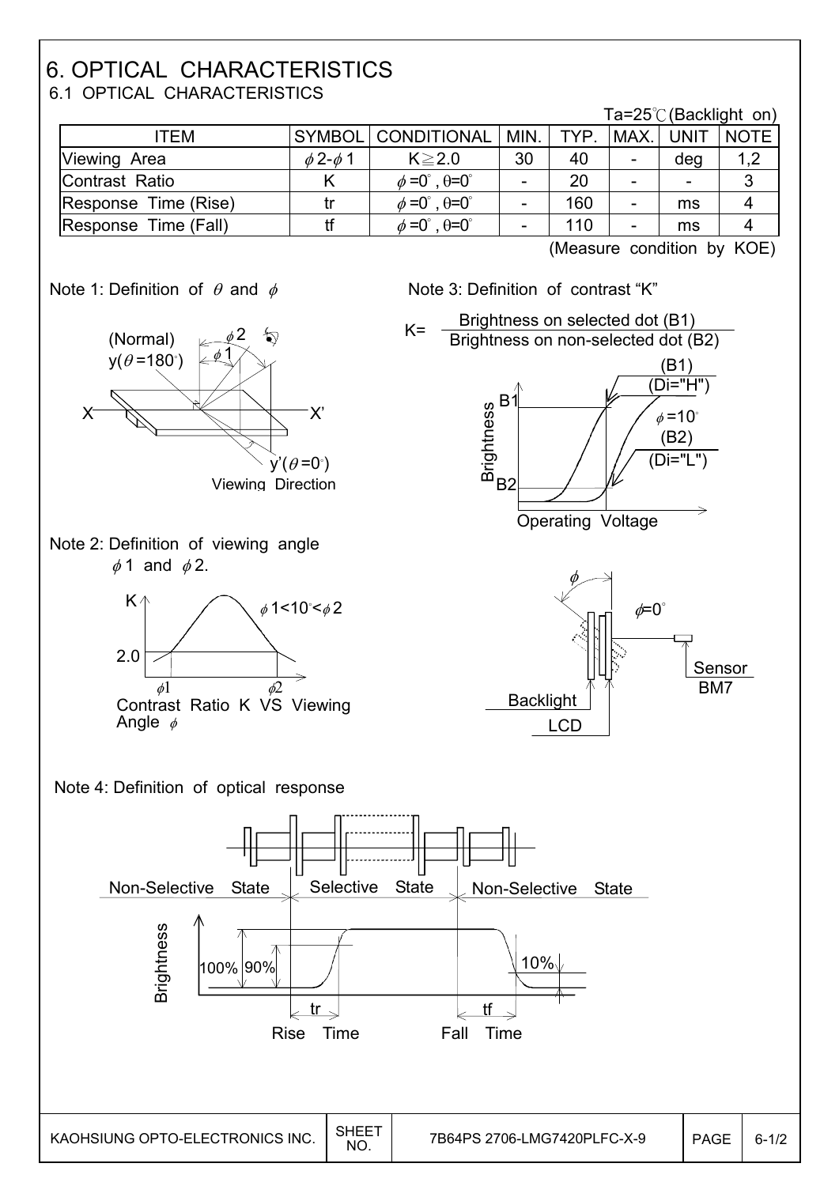# 6. OPTICAL CHARACTERISTICS

## 6.1 OPTICAL CHARACTERISTICS

Ta=25℃(Backlight on)

| ITEM | SYMBOL | CONDITIONAL | MIN. | TYP. | MAX. | UNIT | NOTE |
|---|---|---|---|---|---|---|---|
| Viewing Area | $\phi 2-\phi 1$ | $K \geqq 2.0$ | 30 | 40 | - | deg | 1,2 |
| Contrast Ratio | K | $\phi=0^\circ$, $\theta=0^\circ$ | - | 20 | - | - | 3 |
| Response Time (Rise) | tr | $\phi=0^\circ$, $\theta=0^\circ$ | - | 160 | - | ms | 4 |
| Response Time (Fall) | tf | $\phi=0^\circ$, $\theta=0^\circ$ | - | 110 | - | ms | 4 |

(Measure condition by KOE)

Note 1: Definition of $\theta$ and $\phi$

(Normal) y($\theta$=180°), $\phi$2, $\phi$1, X, X', y'($\theta$=0°), Viewing Direction

Note 2: Definition of viewing angle $\phi$1 and $\phi$2.

K, 2.0, $\phi 1 < 10^\circ < \phi 2$, $\phi$1, $\phi$2

Contrast Ratio K VS Viewing Angle $\phi$

Note 3: Definition of contrast "K"

$$K = \frac{\text{Brightness on selected dot (B1)}}{\text{Brightness on non-selected dot (B2)}}$$

Brightness, B1, B2, (B1) (Di="H"), $\phi$=10°, (B2) (Di="L"), Operating Voltage

$\phi$, $\phi$=0°, Backlight, LCD, Sensor BM7

Note 4: Definition of optical response

Non-Selective State, Selective State, Non-Selective State

Brightness, 100%, 90%, 10%, tr, tf, Rise Time, Fall Time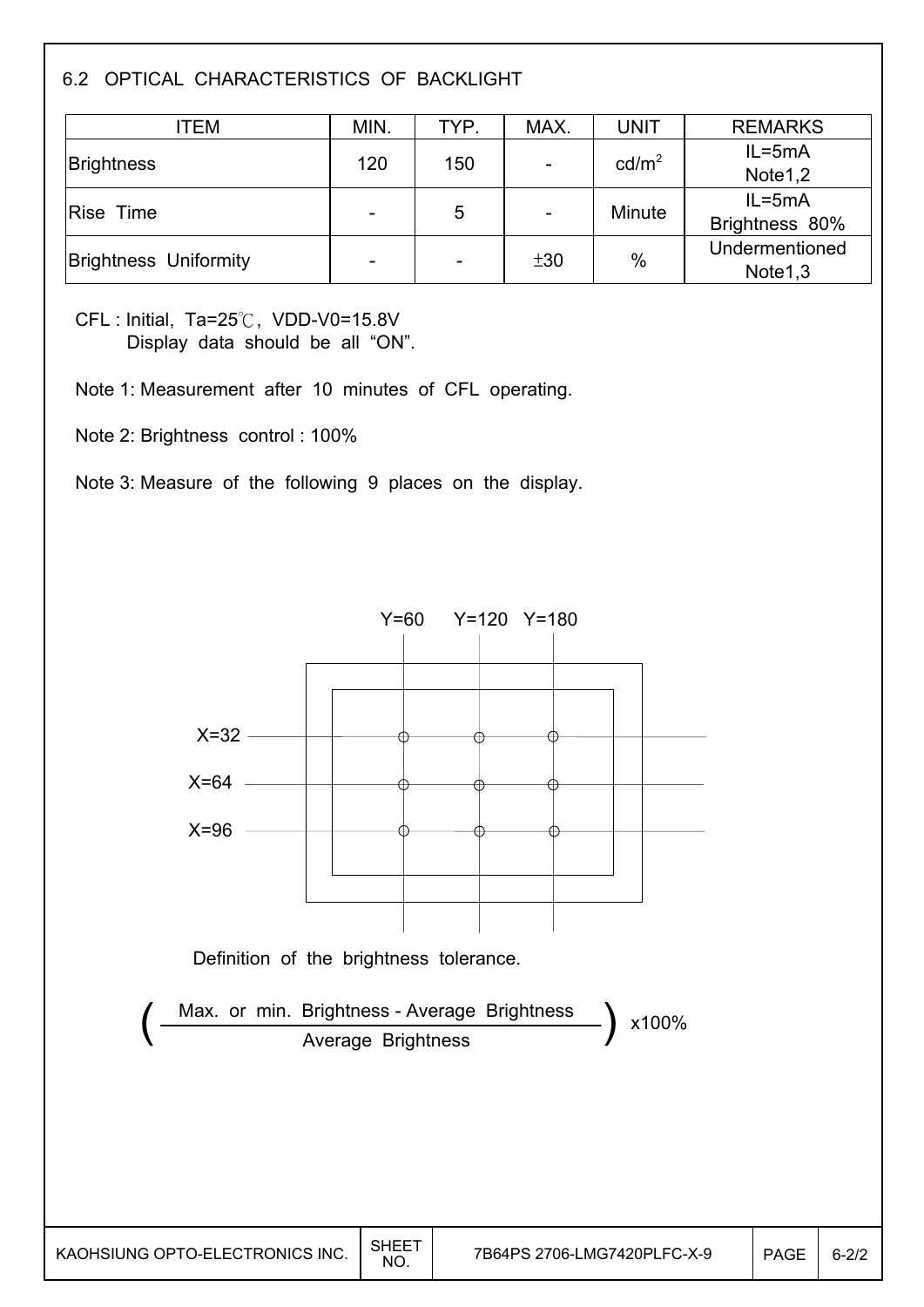## 6.2 OPTICAL CHARACTERISTICS OF BACKLIGHT

| ITEM | MIN. | TYP. | MAX. | UNIT | REMARKS |
|---|---|---|---|---|---|
| Brightness | 120 | 150 | - | $cd/m^2$ | IL=5mA Note1,2 |
| Rise Time | - | 5 | - | Minute | IL=5mA Brightness 80% |
| Brightness Uniformity | - | - | ±30 | % | Undermentioned Note1,3 |

CFL : Initial, Ta=25℃, VDD-V0=15.8V
Display data should be all "ON".

Note 1: Measurement after 10 minutes of CFL operating.

Note 2: Brightness control : 100%

Note 3: Measure of the following 9 places on the display.

Y=60 Y=120 Y=180

X=32

X=64

X=96

Definition of the brightness tolerance.

$$\left( \frac{\text{Max. or min. Brightness - Average Brightness}}{\text{Average Brightness}} \right) \text{x}100\%$$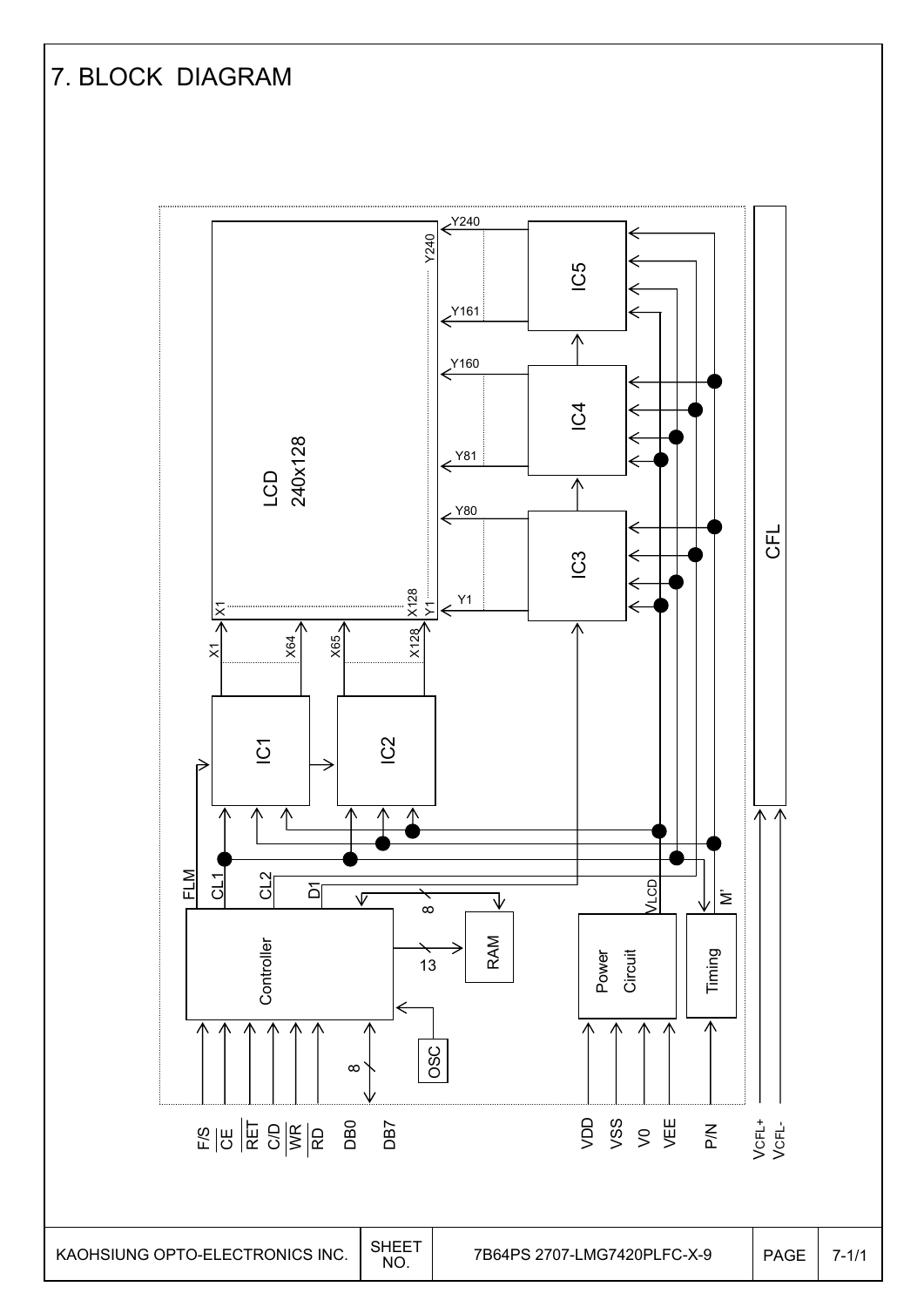# 7. BLOCK DIAGRAM

LCD 240x128

IC1 IC2 IC3 IC4 IC5

CFL

Controller RAM OSC

Power Circuit

Timing

FLM CL1 CL2 D1 8 13 8

VLCD M'

X1 X64 X65 X128 Y1 Y80 Y81 Y160 Y161 Y240

F/S CE RET C/D WR RD DB0 DB7

VDD VSS V0 VEE P/N $V_{CFL+}$ $V_{CFL-}$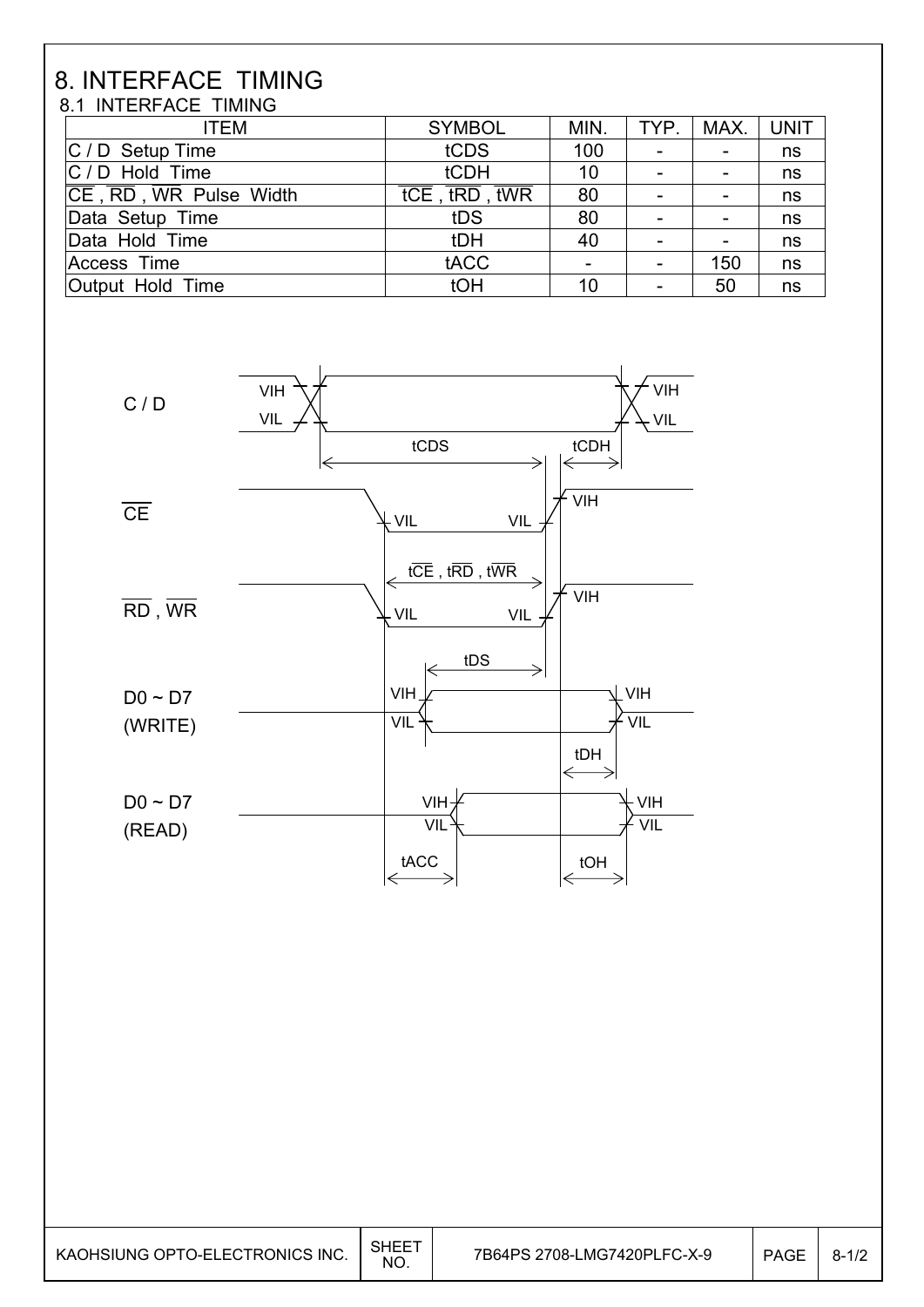# 8. INTERFACE TIMING

## 8.1 INTERFACE TIMING

| ITEM | SYMBOL | MIN. | TYP. | MAX. | UNIT |
|---|---|---|---|---|---|
| C / D Setup Time | tCDS | 100 | - | - | ns |
| C / D Hold Time | tCDH | 10 | - | - | ns |
| $\overline{CE}$ , $\overline{RD}$ , $\overline{WR}$ Pulse Width | $t\overline{CE}$ , $t\overline{RD}$ , $t\overline{WR}$ | 80 | - | - | ns |
| Data Setup Time | tDS | 80 | - | - | ns |
| Data Hold Time | tDH | 40 | - | - | ns |
| Access Time | tACC | - | - | 150 | ns |
| Output Hold Time | tOH | 10 | - | 50 | ns |

C / D

VIH VIL VIH VIL

tCDS tCDH

$\overline{CE}$

VIL VIL VIH

$t\overline{CE}$ , $t\overline{RD}$ , $t\overline{WR}$

$\overline{RD}$ , $\overline{WR}$

VIL VIL VIH

tDS

D0 ~ D7 (WRITE)

VIH VIL VIH VIL

tDH

D0 ~ D7 (READ)

VIH VIL VIH VIL

tACC tOH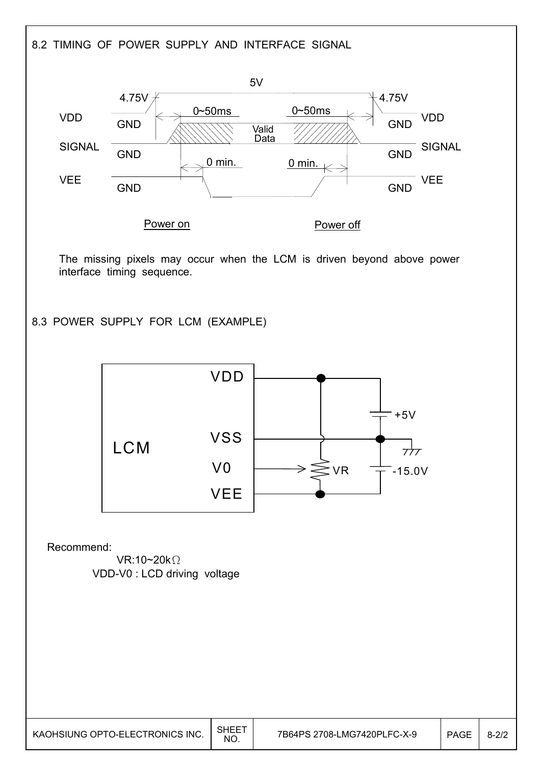## 8.2 TIMING OF POWER SUPPLY AND INTERFACE SIGNAL

VDD, SIGNAL, VEE timing diagram labels: 5V; 4.75V; 0~50ms; 0~50ms; GND; Valid Data; 0 min.; 0 min.; Power on; Power off

The missing pixels may occur when the LCM is driven beyond above power interface timing sequence.

## 8.3 POWER SUPPLY FOR LCM (EXAMPLE)

LCM: VDD, VSS, V0, VEE; VR; +5V; -15.0V

Recommend:

VR:10~20kΩ

VDD-V0 : LCD driving voltage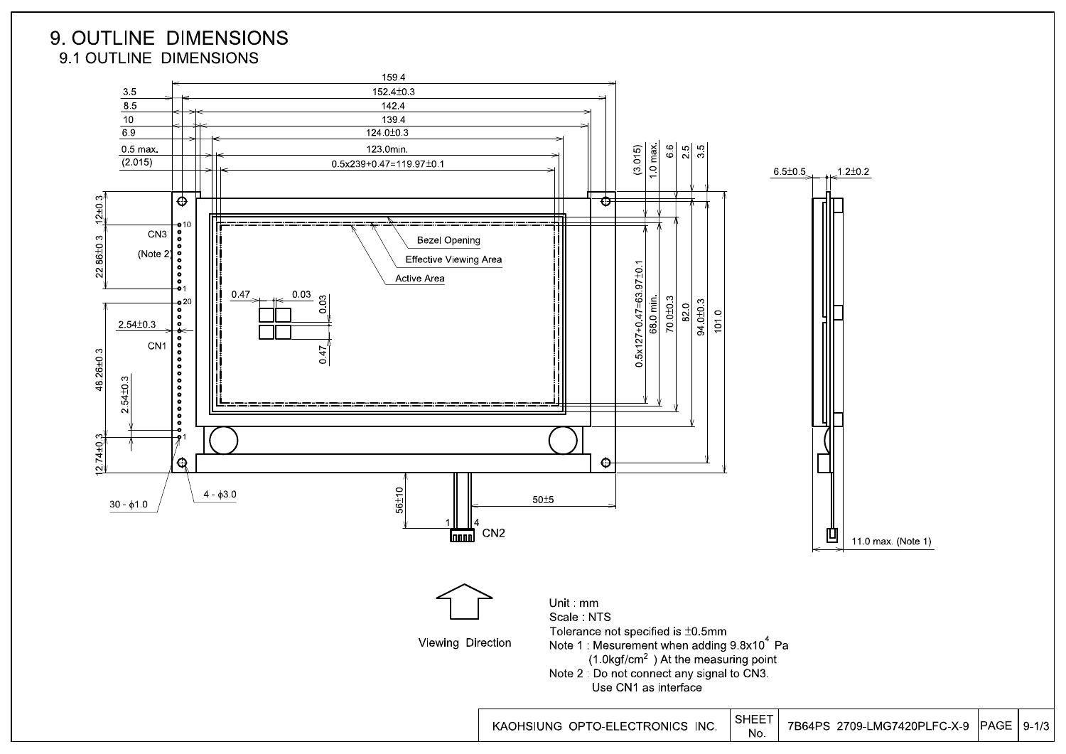# 9. OUTLINE DIMENSIONS

## 9.1 OUTLINE DIMENSIONS

159.4
3.5 | 152.4±0.3
8.5 | 142.4
10 | 139.4
6.9 | 124.0±0.3
0.5 max. | 123.0min.
(2.015) | 0.5x239+0.47=119.97±0.1

(3.015) | 1.0 max. | 6.6 | 2.5 | 3.5

0.5x127+0.47=63.97±0.1 | 68.0 min. | 70.0±0.3 | 82.0 | 94.0±0.3 | 101.0

12±0.3 | 22.86±0.3 | 48.26±0.3 | 2.54±0.3 | 12.74±0.3

CN3 (Note 2) | CN1 | 2.54±0.3

Bezel Opening
Effective Viewing Area
Active Area

0.47 | 0.03 | 0.03 | 0.47

30 - ϕ1.0 | 4 - ϕ3.0

56±10 | 50±5 | CN2

6.5±0.5 | 1.2±0.2 | 11.0 max. (Note 1)

Viewing Direction

Unit : mm
Scale : NTS
Tolerance not specified is ±0.5mm
Note 1 : Mesurement when adding $9.8 \times 10^4$ Pa
($1.0 kgf/cm^2$ ) At the measuring point
Note 2 : Do not connect any signal to CN3.
Use CN1 as interface

| KAOHSIUNG OPTO-ELECTRONICS INC. | SHEET No. | 7B64PS 2709-LMG7420PLFC-X-9 | PAGE | 9-1/3 |
|---|---|---|---|---|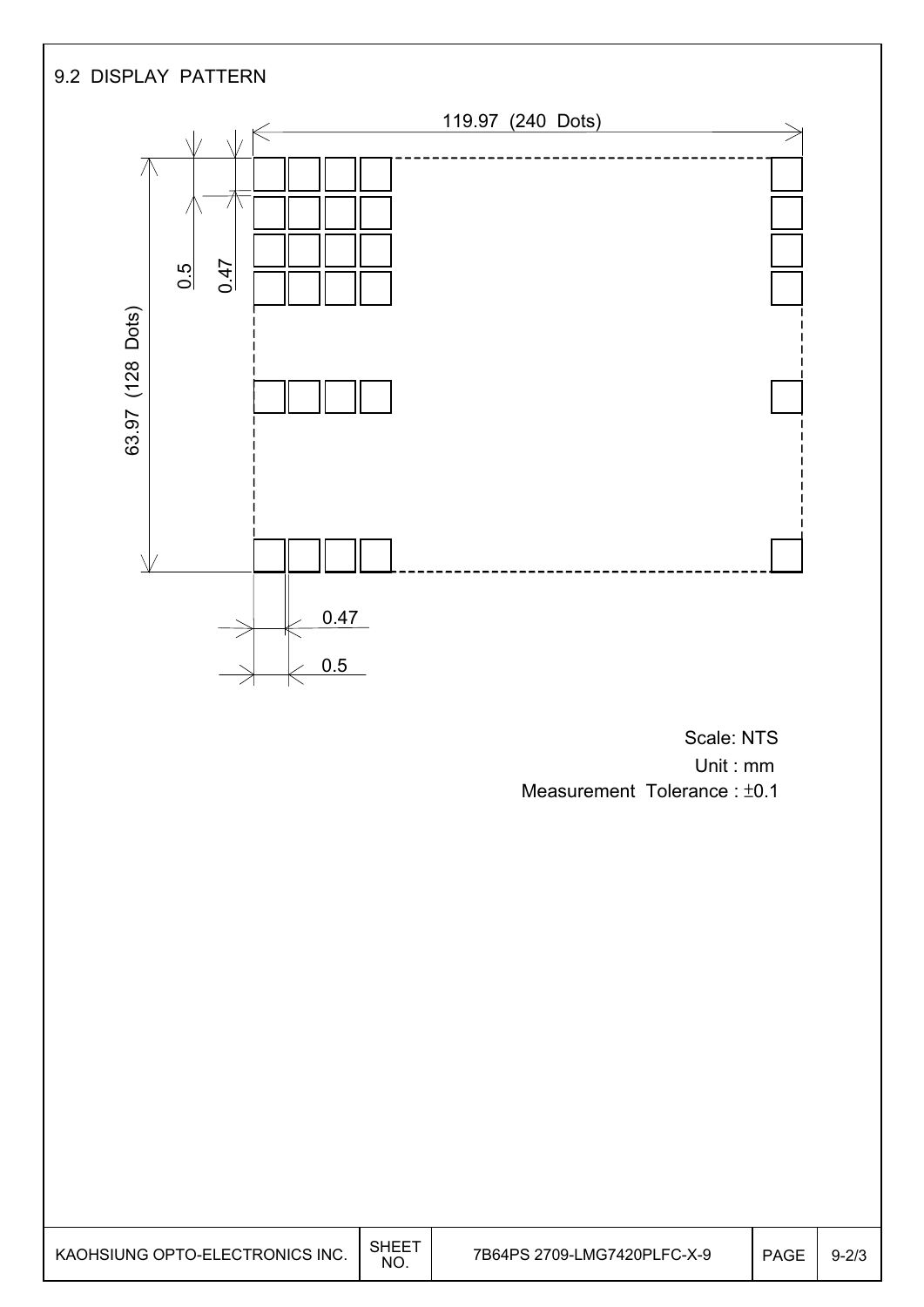## 9.2 DISPLAY PATTERN

119.97 (240 Dots)

63.97 (128 Dots)

0.5

0.47

0.47

0.5

Scale: NTS

Unit : mm

Measurement Tolerance : ±0.1

| KAOHSIUNG OPTO-ELECTRONICS INC. | SHEET NO. | 7B64PS 2709-LMG7420PLFC-X-9 | PAGE | 9-2/3 |
|---|---|---|---|---|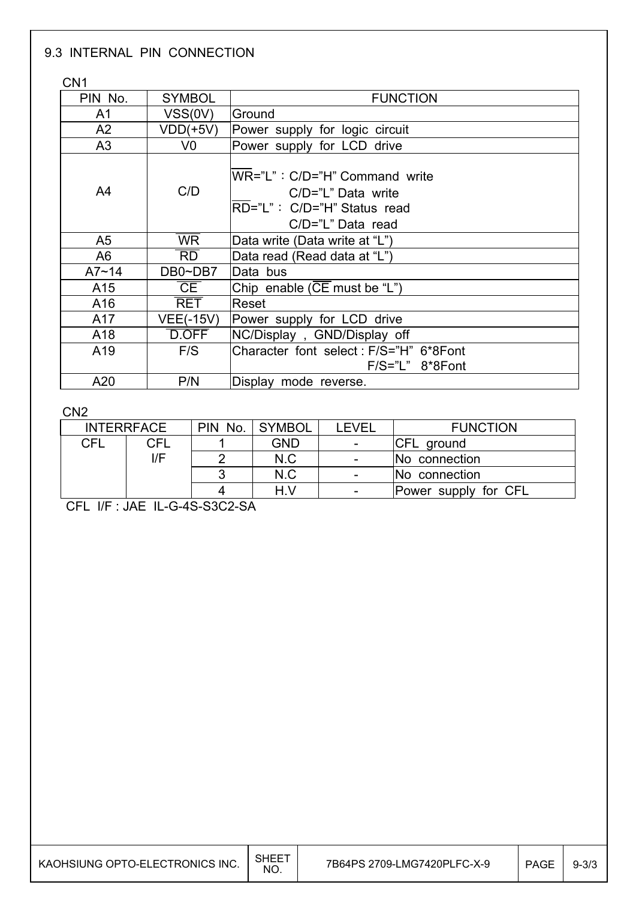## 9.3 INTERNAL PIN CONNECTION

CN1

| PIN No. | SYMBOL | FUNCTION |
|---|---|---|
| A1 | VSS(0V) | Ground |
| A2 | VDD(+5V) | Power supply for logic circuit |
| A3 | V0 | Power supply for LCD drive |
| A4 | C/D | $\overline{WR}$="L"：C/D="H" Command write<br>C/D="L" Data write<br>$\overline{RD}$="L"： C/D="H" Status read<br>C/D="L" Data read |
| A5 | $\overline{WR}$ | Data write (Data write at "L") |
| A6 | $\overline{RD}$ | Data read (Read data at "L") |
| A7~14 | DB0~DB7 | Data bus |
| A15 | $\overline{CE}$ | Chip enable ($\overline{CE}$ must be "L") |
| A16 | $\overline{RET}$ | Reset |
| A17 | VEE(-15V) | Power supply for LCD drive |
| A18 | $\overline{D.OFF}$ | NC/Display , GND/Display off |
| A19 | F/S | Character font select : F/S="H" 6*8Font<br>F/S="L" 8*8Font |
| A20 | P/N | Display mode reverse. |

CN2

| INTERRFACE | | PIN No. | SYMBOL | LEVEL | FUNCTION |
|---|---|---|---|---|---|
| CFL | CFL I/F | 1 | GND | - | CFL ground |
| | | 2 | N.C | - | No connection |
| | | 3 | N.C | - | No connection |
| | | 4 | H.V | - | Power supply for CFL |

CFL I/F : JAE IL-G-4S-S3C2-SA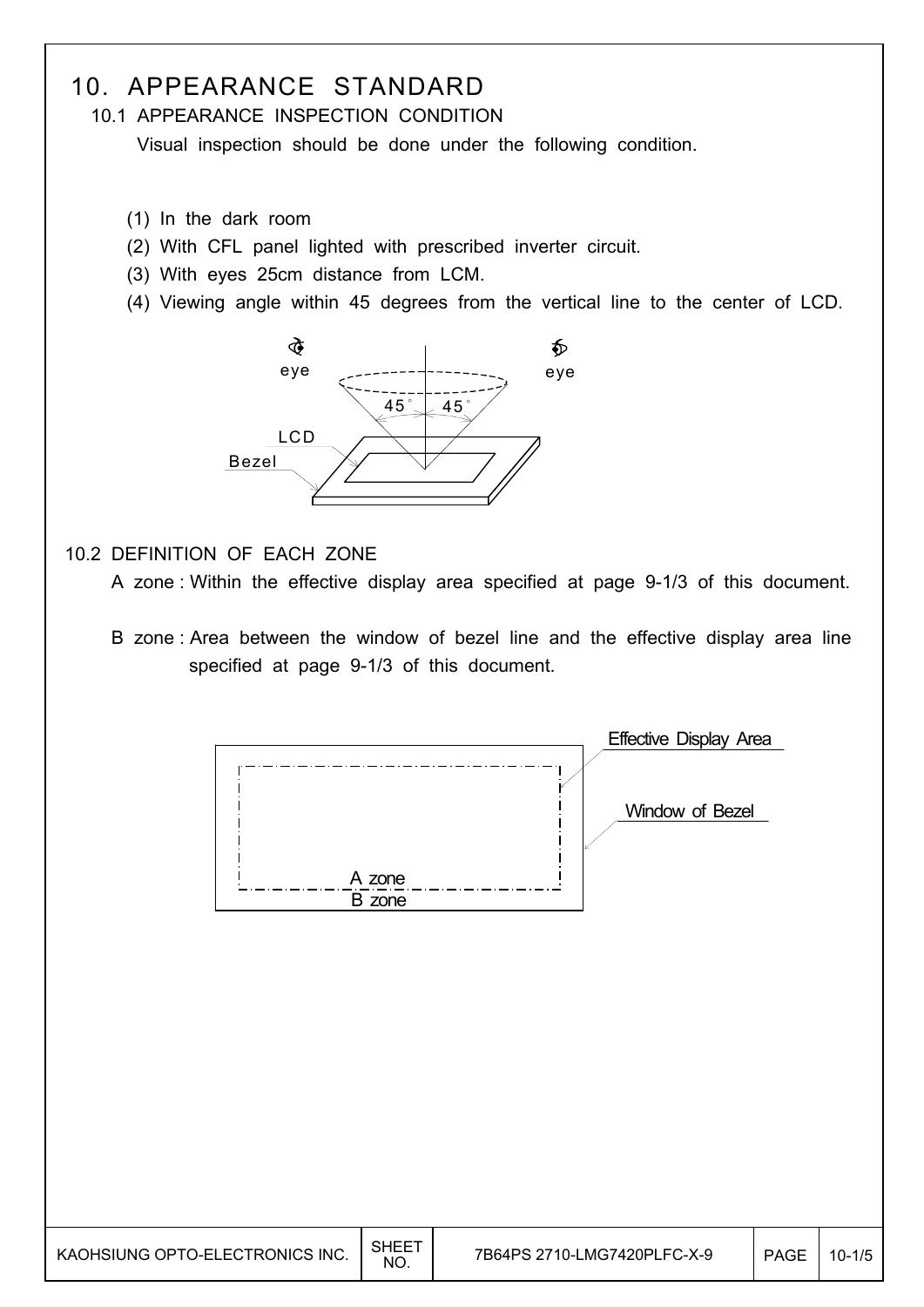# 10. APPEARANCE STANDARD

## 10.1 APPEARANCE INSPECTION CONDITION

Visual inspection should be done under the following condition.

(1) In the dark room
(2) With CFL panel lighted with prescribed inverter circuit.
(3) With eyes 25cm distance from LCM.
(4) Viewing angle within 45 degrees from the vertical line to the center of LCD.

## 10.2 DEFINITION OF EACH ZONE

A zone : Within the effective display area specified at page 9-1/3 of this document.

B zone : Area between the window of bezel line and the effective display area line specified at page 9-1/3 of this document.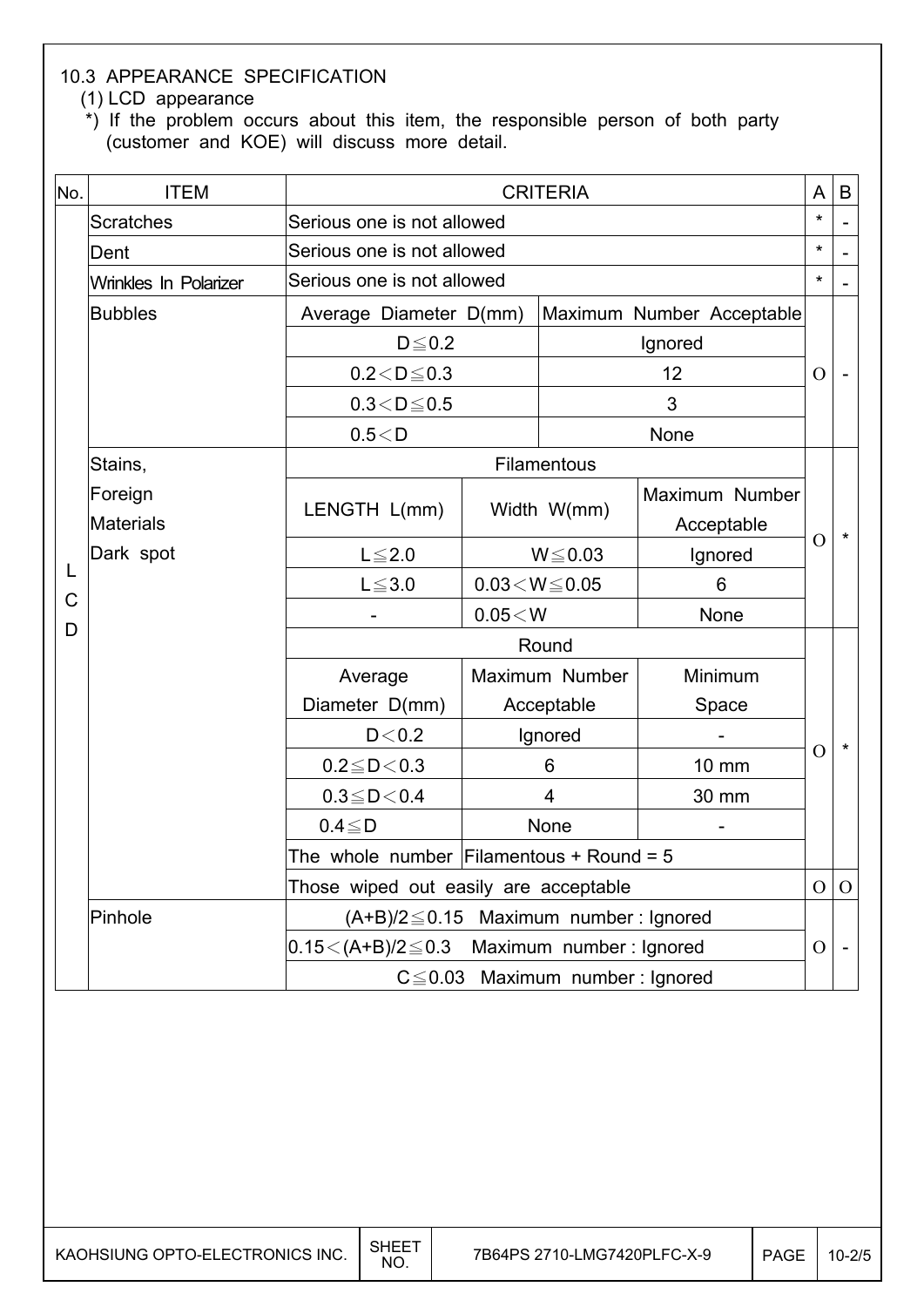## 10.3 APPEARANCE SPECIFICATION

(1) LCD appearance

*) If the problem occurs about this item, the responsible person of both party (customer and KOE) will discuss more detail.

| No. | ITEM | CRITERIA | | | A | B |
|---|---|---|---|---|---|---|
| LCD | Scratches | Serious one is not allowed | | | * | - |
| | Dent | Serious one is not allowed | | | * | - |
| | Wrinkles In Polarizer | Serious one is not allowed | | | * | - |
| | Bubbles | Average Diameter D(mm) | Maximum Number Acceptable | | O | - |
| | | D≦0.2 | Ignored | | | |
| | | 0.2＜D≦0.3 | 12 | | | |
| | | 0.3＜D≦0.5 | 3 | | | |
| | | 0.5＜D | None | | | |
| | Stains, Foreign Materials Dark spot | Filamentous | | | O | * |
| | | LENGTH L(mm) | Width W(mm) | Maximum Number Acceptable | | |
| | | L≦2.0 | W≦0.03 | Ignored | | |
| | | L≦3.0 | 0.03＜W≦0.05 | 6 | | |
| | | - | 0.05＜W | None | | |
| | | Round | | | O | * |
| | | Average Diameter D(mm) | Maximum Number Acceptable | Minimum Space | | |
| | | D＜0.2 | Ignored | - | | |
| | | 0.2≦D＜0.3 | 6 | 10 mm | | |
| | | 0.3≦D＜0.4 | 4 | 30 mm | | |
| | | 0.4≦D | None | - | | |
| | | The whole number | Filamentous + Round = 5 | | | |
| | | Those wiped out easily are acceptable | | | O | O |
| | Pinhole | (A+B)/2≦0.15 Maximum number : Ignored | | | O | - |
| | | 0.15＜(A+B)/2≦0.3 Maximum number : Ignored | | | | |
| | | C≦0.03 Maximum number : Ignored | | | | |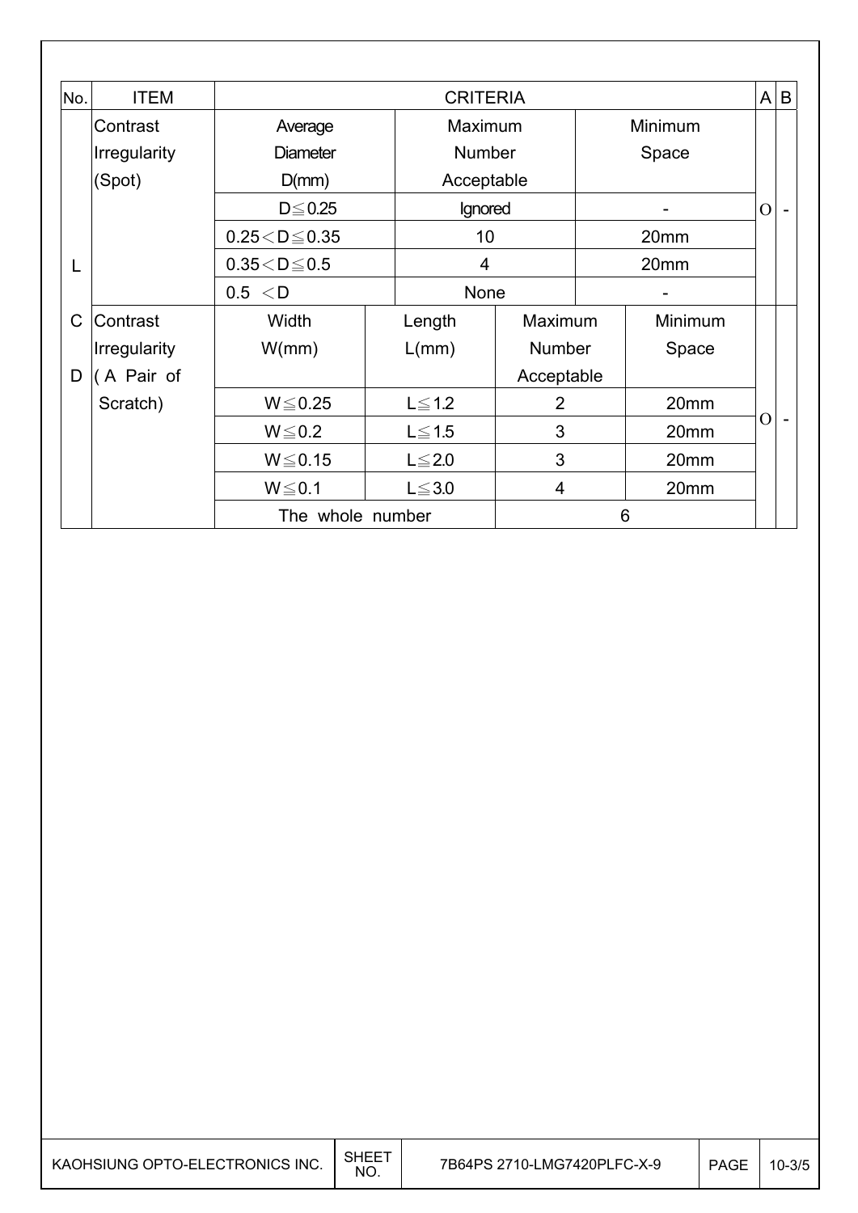| No. | ITEM | CRITERIA | | | | A | B |
|---|---|---|---|---|---|---|---|
| LCD | Contrast Irregularity (Spot) | Average Diameter D(mm) | | Maximum Number Acceptable | Minimum Space | O | - |
| | | D≦0.25 | | Ignored | - | | |
| | | 0.25＜D≦0.35 | | 10 | 20mm | | |
| | | 0.35＜D≦0.5 | | 4 | 20mm | | |
| | | 0.5 ＜D | | None | - | | |
| | Contrast Irregularity ( A Pair of Scratch) | Width W(mm) | Length L(mm) | Maximum Number Acceptable | Minimum Space | O | - |
| | | W≦0.25 | L≦1.2 | 2 | 20mm | | |
| | | W≦0.2 | L≦1.5 | 3 | 20mm | | |
| | | W≦0.15 | L≦2.0 | 3 | 20mm | | |
| | | W≦0.1 | L≦3.0 | 4 | 20mm | | |
| | | The whole number | | 6 | | | |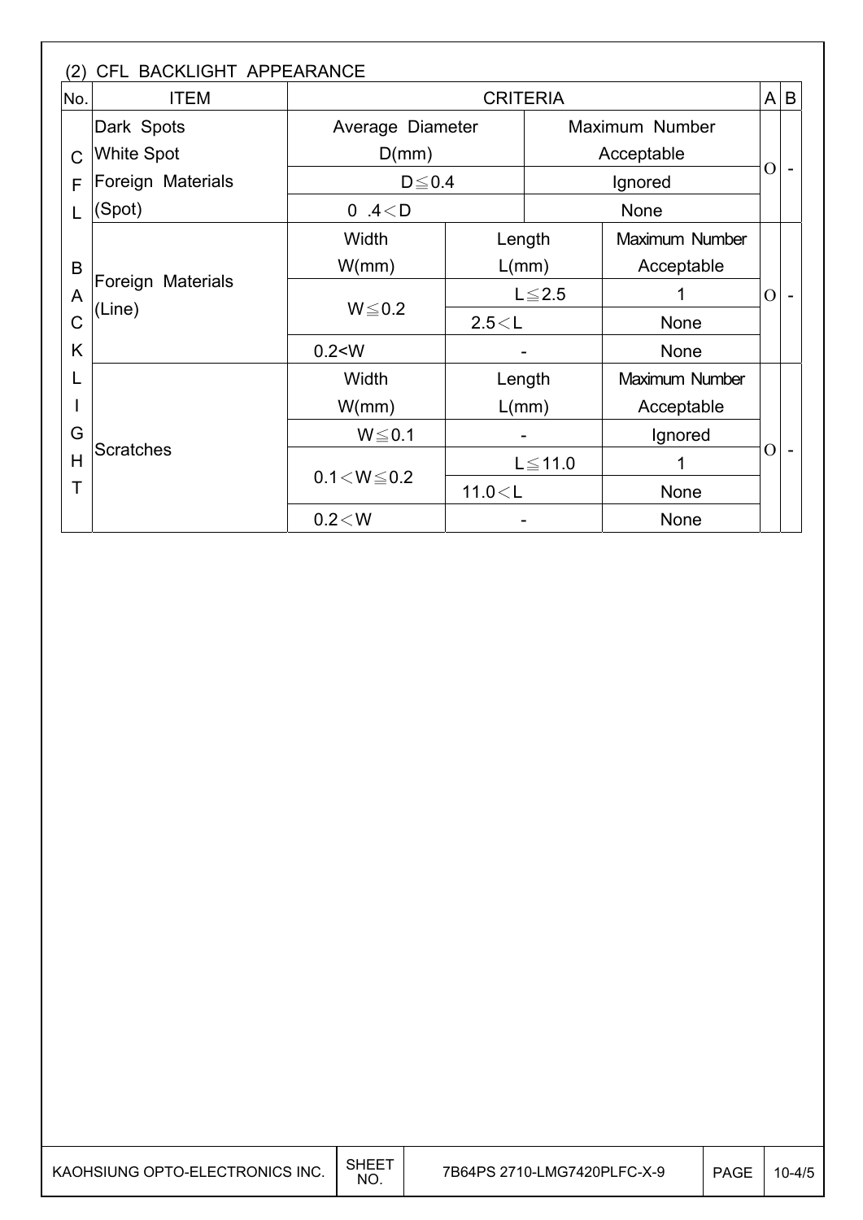(2) CFL BACKLIGHT APPEARANCE

| No. | ITEM | CRITERIA | | | A | B |
|---|---|---|---|---|---|---|
| CFL BACKLIGHT | Dark Spots<br>White Spot<br>Foreign Materials<br>(Spot) | Average Diameter D(mm) | | Maximum Number Acceptable | O | - |
| | | D≦0.4 | | Ignored | | |
| | | 0 .4<D | | None | | |
| | Foreign Materials (Line) | Width W(mm) | Length L(mm) | Maximum Number Acceptable | O | - |
| | | W≦0.2 | L≦2.5 | 1 | | |
| | | | 2.5<L | None | | |
| | | 0.2<W | - | None | | |
| | Scratches | Width W(mm) | Length L(mm) | Maximum Number Acceptable | O | - |
| | | W≦0.1 | - | Ignored | | |
| | | 0.1<W≦0.2 | L≦11.0 | 1 | | |
| | | | 11.0<L | None | | |
| | | 0.2<W | - | None | | |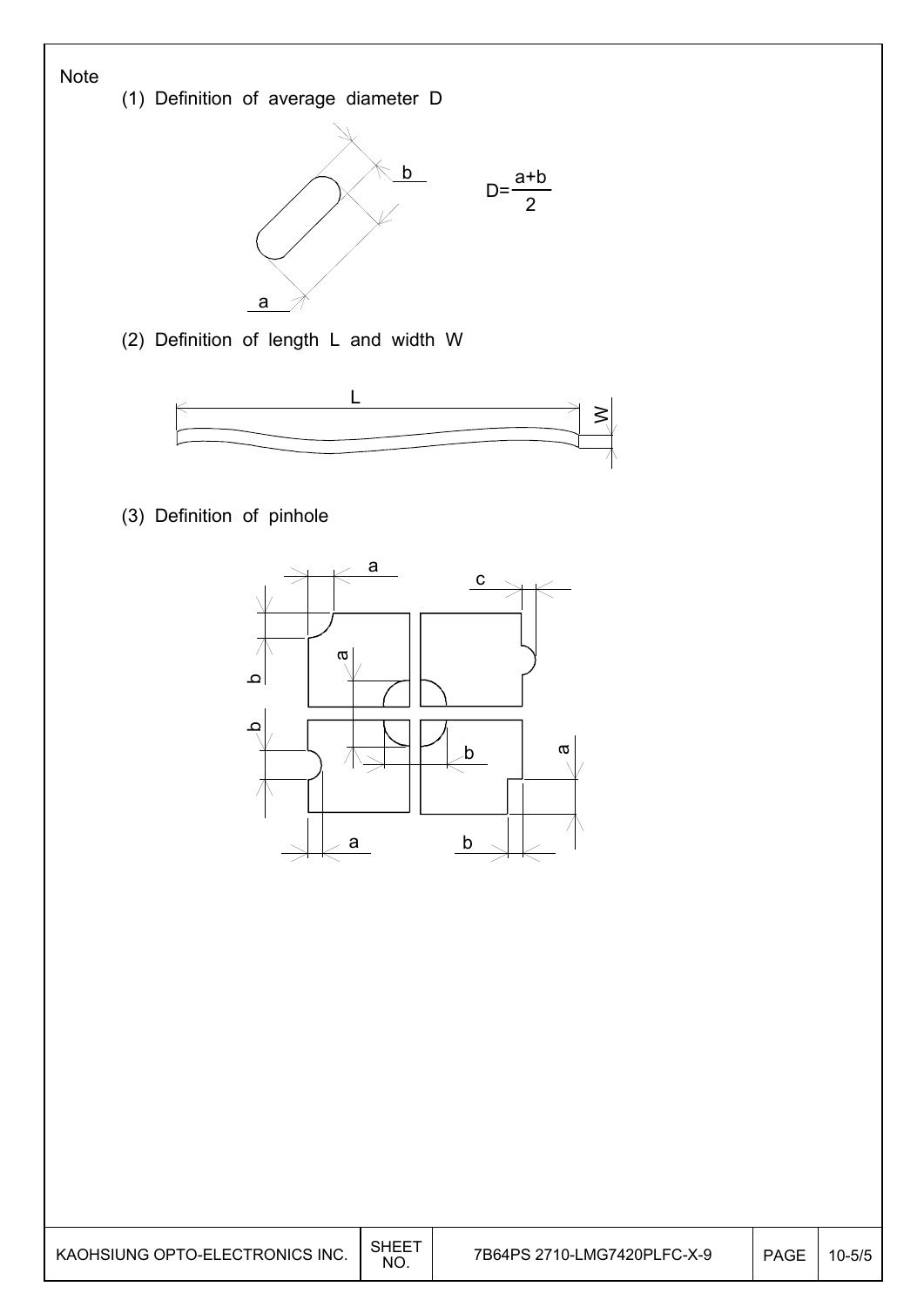Note

(1) Definition of average diameter D

$$D=\frac{a+b}{2}$$

(2) Definition of length L and width W

(3) Definition of pinhole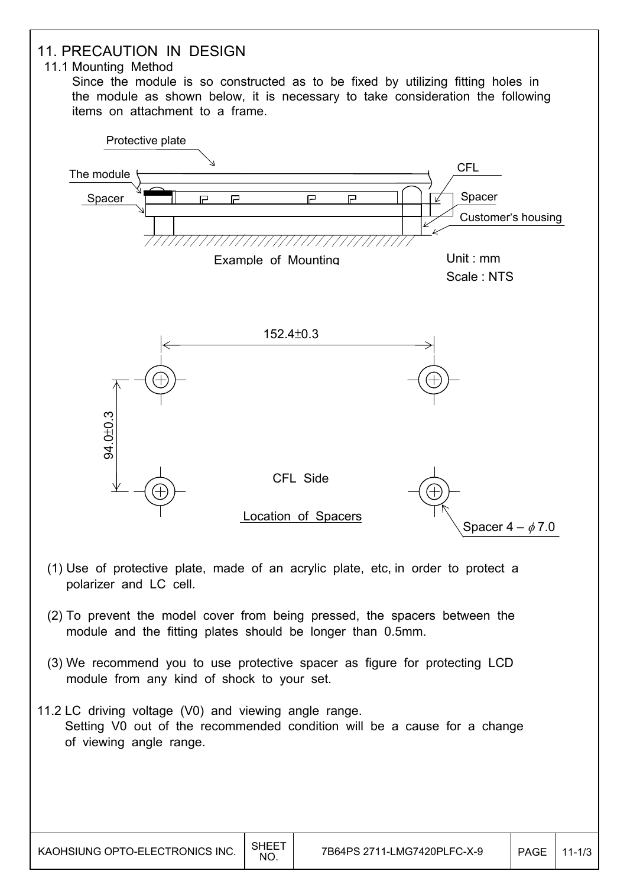# 11. PRECAUTION IN DESIGN

## 11.1 Mounting Method

Since the module is so constructed as to be fixed by utilizing fitting holes in the module as shown below, it is necessary to take consideration the following items on attachment to a frame.

Example of Mounting

Unit : mm
Scale : NTS

Location of Spacers

(1) Use of protective plate, made of an acrylic plate, etc, in order to protect a polarizer and LC cell.

(2) To prevent the model cover from being pressed, the spacers between the module and the fitting plates should be longer than 0.5mm.

(3) We recommend you to use protective spacer as figure for protecting LCD module from any kind of shock to your set.

## 11.2 LC driving voltage (V0) and viewing angle range.

Setting V0 out of the recommended condition will be a cause for a change of viewing angle range.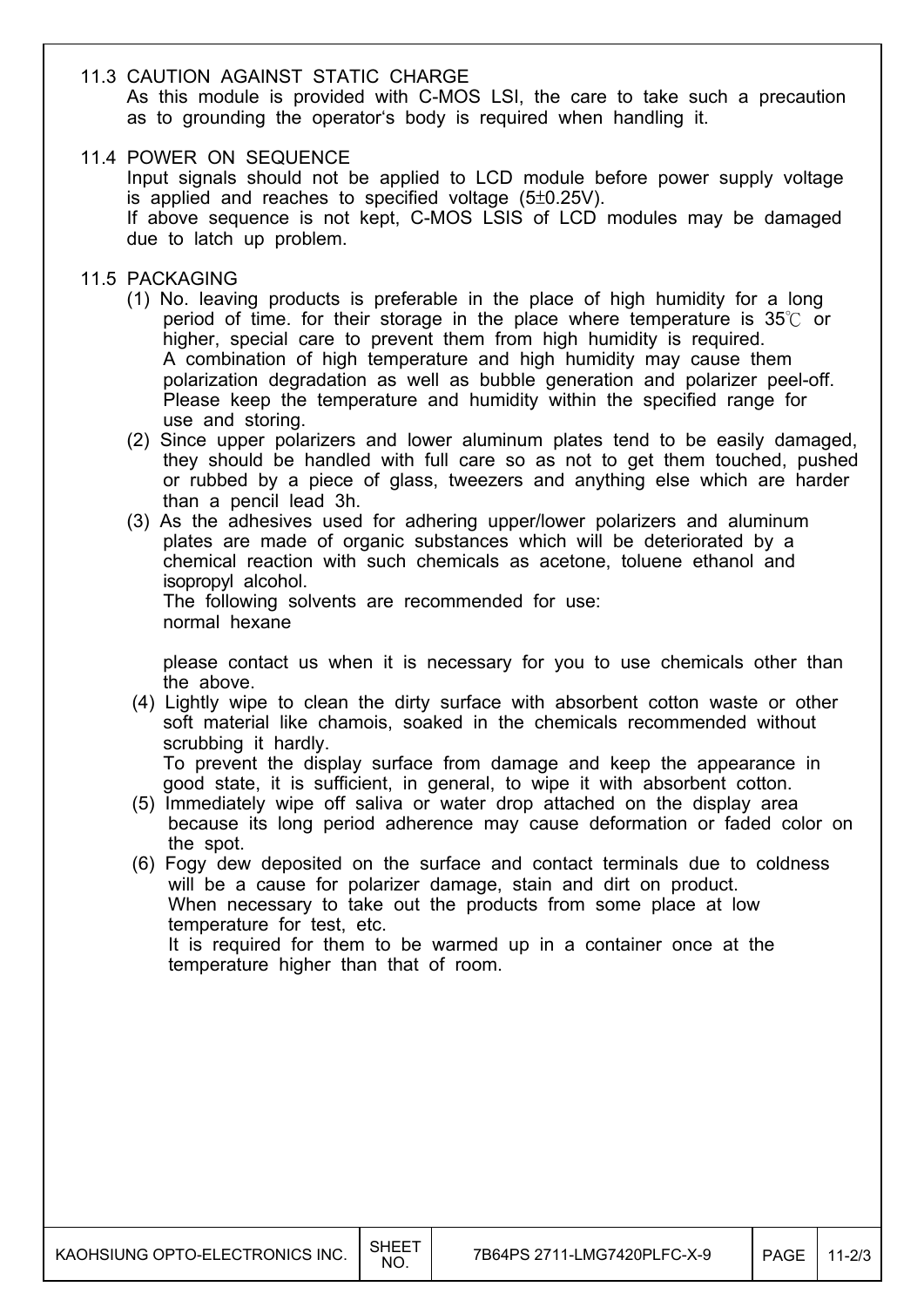### 11.3 CAUTION AGAINST STATIC CHARGE

As this module is provided with C-MOS LSI, the care to take such a precaution as to grounding the operator's body is required when handling it.

### 11.4 POWER ON SEQUENCE

Input signals should not be applied to LCD module before power supply voltage is applied and reaches to specified voltage (5±0.25V).
If above sequence is not kept, C-MOS LSIS of LCD modules may be damaged due to latch up problem.

### 11.5 PACKAGING

(1) No. leaving products is preferable in the place of high humidity for a long period of time. for their storage in the place where temperature is 35℃ or higher, special care to prevent them from high humidity is required.
A combination of high temperature and high humidity may cause them polarization degradation as well as bubble generation and polarizer peel-off.
Please keep the temperature and humidity within the specified range for use and storing.

(2) Since upper polarizers and lower aluminum plates tend to be easily damaged, they should be handled with full care so as not to get them touched, pushed or rubbed by a piece of glass, tweezers and anything else which are harder than a pencil lead 3h.

(3) As the adhesives used for adhering upper/lower polarizers and aluminum plates are made of organic substances which will be deteriorated by a chemical reaction with such chemicals as acetone, toluene ethanol and isopropyl alcohol.
The following solvents are recommended for use:
normal hexane

please contact us when it is necessary for you to use chemicals other than the above.

(4) Lightly wipe to clean the dirty surface with absorbent cotton waste or other soft material like chamois, soaked in the chemicals recommended without scrubbing it hardly.
To prevent the display surface from damage and keep the appearance in good state, it is sufficient, in general, to wipe it with absorbent cotton.

(5) Immediately wipe off saliva or water drop attached on the display area because its long period adherence may cause deformation or faded color on the spot.

(6) Fogy dew deposited on the surface and contact terminals due to coldness will be a cause for polarizer damage, stain and dirt on product.
When necessary to take out the products from some place at low temperature for test, etc.
It is required for them to be warmed up in a container once at the temperature higher than that of room.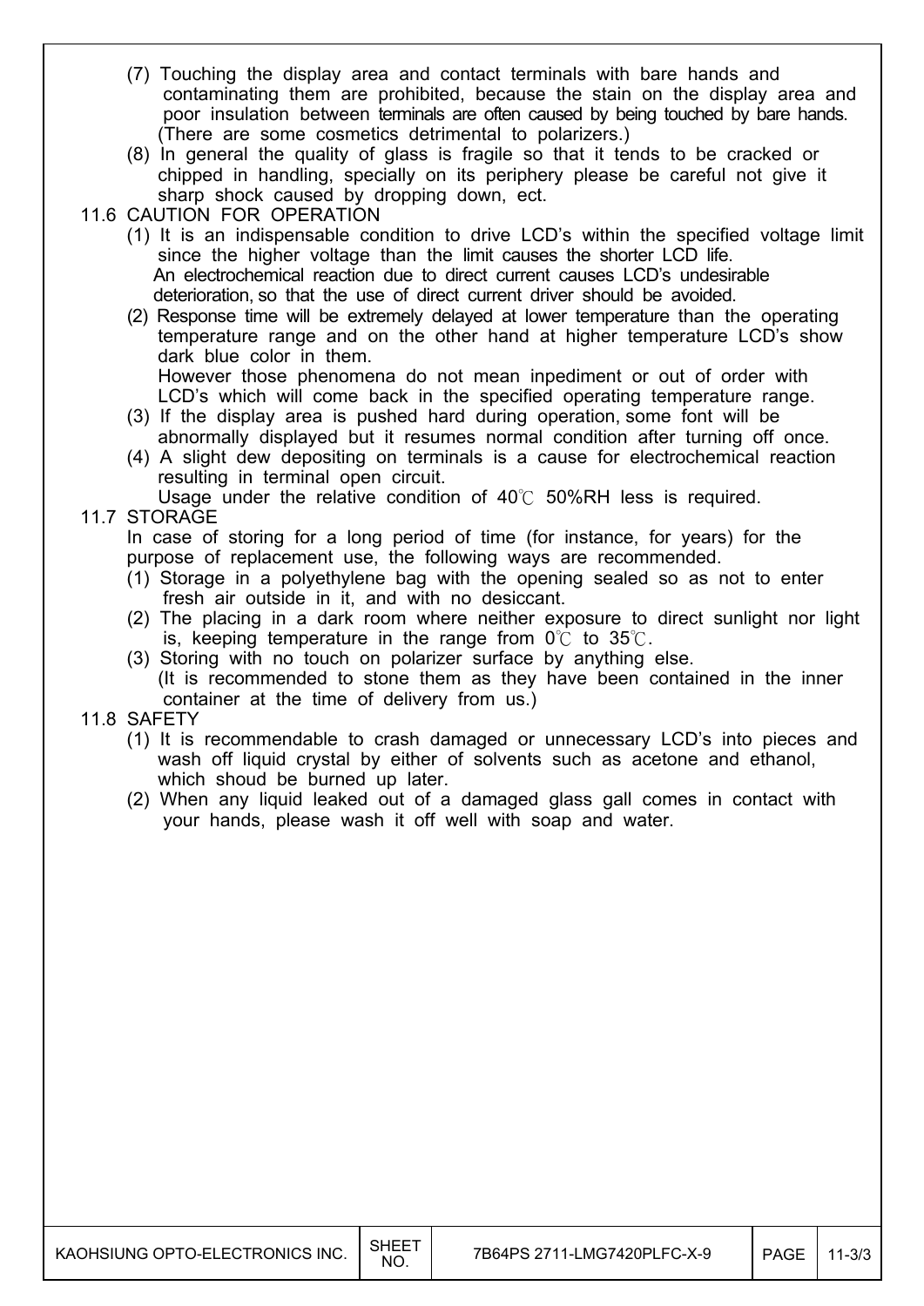(7) Touching the display area and contact terminals with bare hands and contaminating them are prohibited, because the stain on the display area and poor insulation between terminals are often caused by being touched by bare hands. (There are some cosmetics detrimental to polarizers.)

(8) In general the quality of glass is fragile so that it tends to be cracked or chipped in handling, specially on its periphery please be careful not give it sharp shock caused by dropping down, ect.

## 11.6 CAUTION FOR OPERATION

(1) It is an indispensable condition to drive LCD's within the specified voltage limit since the higher voltage than the limit causes the shorter LCD life. An electrochemical reaction due to direct current causes LCD's undesirable deterioration, so that the use of direct current driver should be avoided.

(2) Response time will be extremely delayed at lower temperature than the operating temperature range and on the other hand at higher temperature LCD's show dark blue color in them. However those phenomena do not mean inpediment or out of order with LCD's which will come back in the specified operating temperature range.

(3) If the display area is pushed hard during operation, some font will be abnormally displayed but it resumes normal condition after turning off once.

(4) A slight dew depositing on terminals is a cause for electrochemical reaction resulting in terminal open circuit. Usage under the relative condition of 40℃ 50%RH less is required.

## 11.7 STORAGE

In case of storing for a long period of time (for instance, for years) for the purpose of replacement use, the following ways are recommended.

(1) Storage in a polyethylene bag with the opening sealed so as not to enter fresh air outside in it, and with no desiccant.

(2) The placing in a dark room where neither exposure to direct sunlight nor light is, keeping temperature in the range from 0℃ to 35℃.

(3) Storing with no touch on polarizer surface by anything else. (It is recommended to stone them as they have been contained in the inner container at the time of delivery from us.)

## 11.8 SAFETY

(1) It is recommendable to crash damaged or unnecessary LCD's into pieces and wash off liquid crystal by either of solvents such as acetone and ethanol, which shoud be burned up later.

(2) When any liquid leaked out of a damaged glass gall comes in contact with your hands, please wash it off well with soap and water.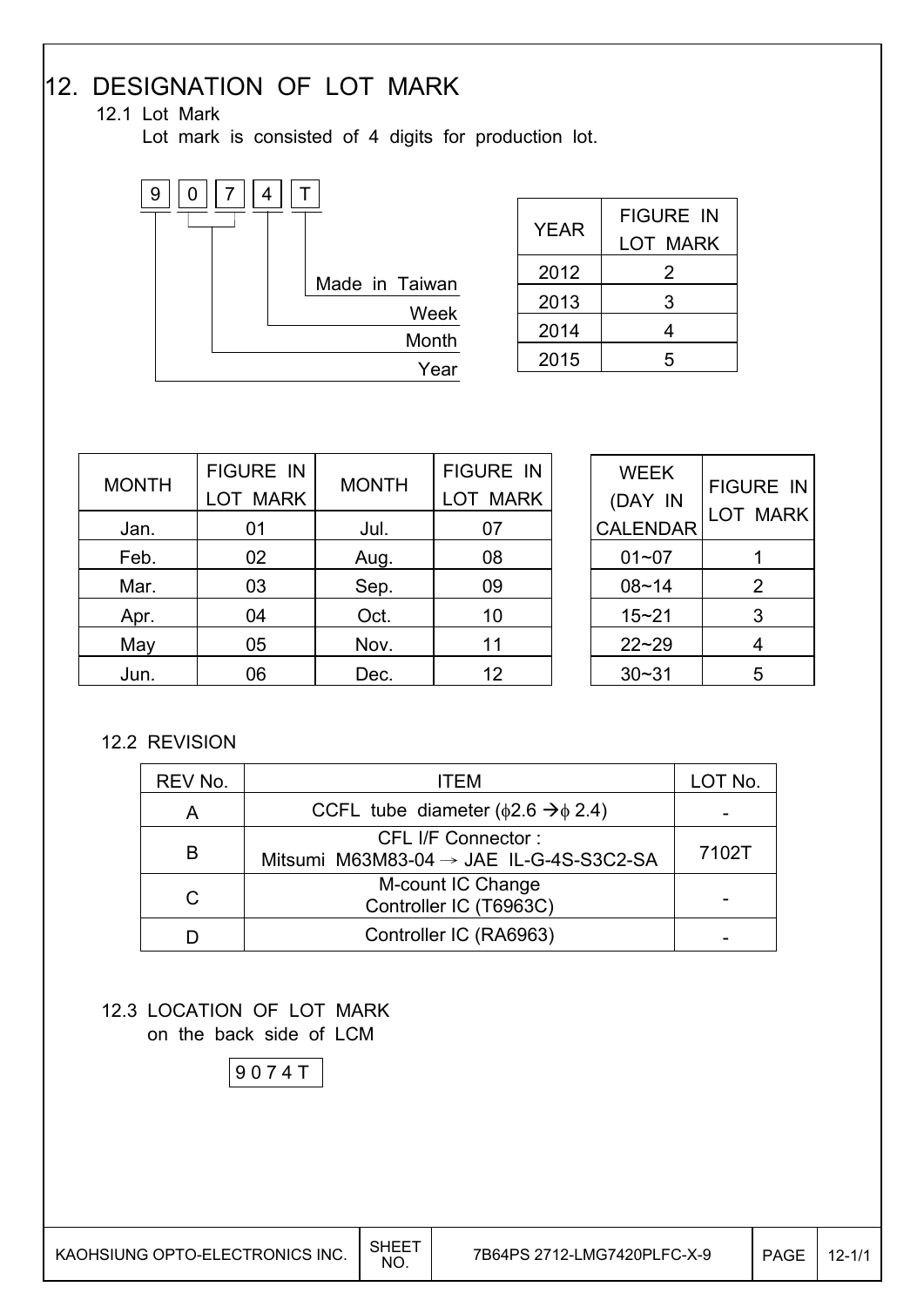# 12. DESIGNATION OF LOT MARK

## 12.1 Lot Mark

Lot mark is consisted of 4 digits for production lot.

9 | 0 7 | 4 | T

- 9 : Year
- 0 7 : Month
- 4 : Week
- T : Made in Taiwan

| YEAR | FIGURE IN LOT MARK |
|---|---|
| 2012 | 2 |
| 2013 | 3 |
| 2014 | 4 |
| 2015 | 5 |

| MONTH | FIGURE IN LOT MARK | MONTH | FIGURE IN LOT MARK |
|---|---|---|---|
| Jan. | 01 | Jul. | 07 |
| Feb. | 02 | Aug. | 08 |
| Mar. | 03 | Sep. | 09 |
| Apr. | 04 | Oct. | 10 |
| May | 05 | Nov. | 11 |
| Jun. | 06 | Dec. | 12 |

| WEEK (DAY IN CALENDAR | FIGURE IN LOT MARK |
|---|---|
| 01~07 | 1 |
| 08~14 | 2 |
| 15~21 | 3 |
| 22~29 | 4 |
| 30~31 | 5 |

## 12.2 REVISION

| REV No. | ITEM | LOT No. |
|---|---|---|
| A | CCFL tube diameter (ϕ2.6 → ϕ 2.4) | - |
| B | CFL I/F Connector : Mitsumi M63M83-04 → JAE IL-G-4S-S3C2-SA | 7102T |
| C | M-count IC Change Controller IC (T6963C) | - |
| D | Controller IC (RA6963) | - |

## 12.3 LOCATION OF LOT MARK

on the back side of LCM

9 0 7 4 T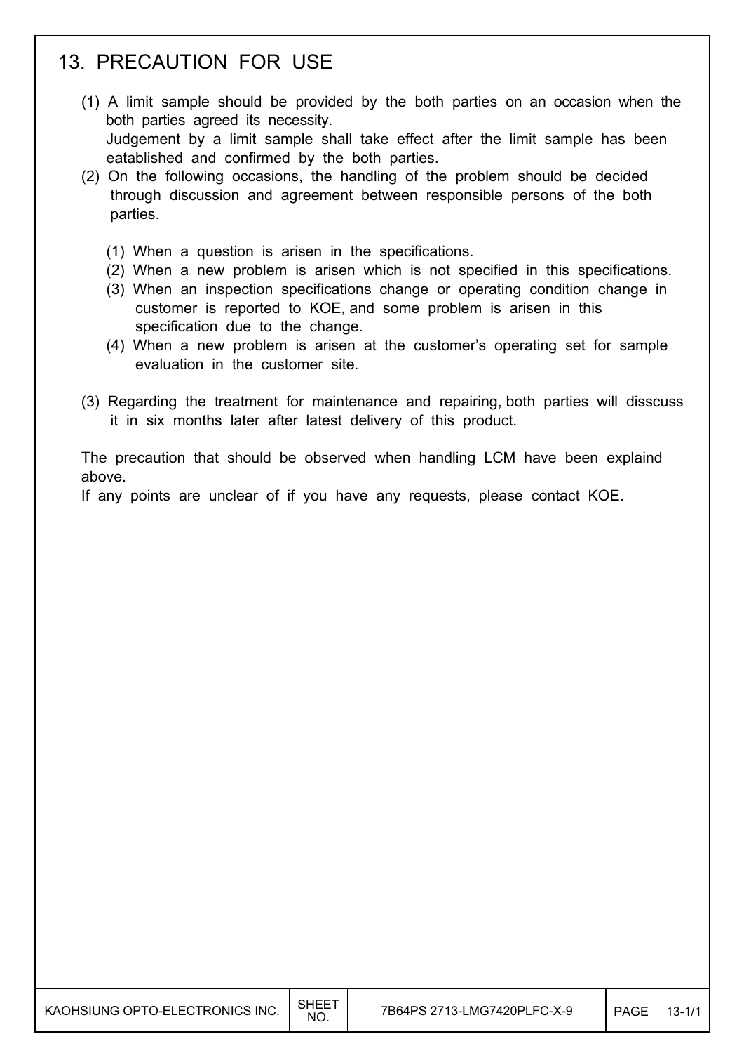## 13. PRECAUTION FOR USE

(1) A limit sample should be provided by the both parties on an occasion when the both parties agreed its necessity.
Judgement by a limit sample shall take effect after the limit sample has been eatablished and confirmed by the both parties.

(2) On the following occasions, the handling of the problem should be decided through discussion and agreement between responsible persons of the both parties.

   (1) When a question is arisen in the specifications.
   (2) When a new problem is arisen which is not specified in this specifications.
   (3) When an inspection specifications change or operating condition change in customer is reported to KOE, and some problem is arisen in this specification due to the change.
   (4) When a new problem is arisen at the customer's operating set for sample evaluation in the customer site.

(3) Regarding the treatment for maintenance and repairing, both parties will disscuss it in six months later after latest delivery of this product.

The precaution that should be observed when handling LCM have been explaind above.
If any points are unclear of if you have any requests, please contact KOE.